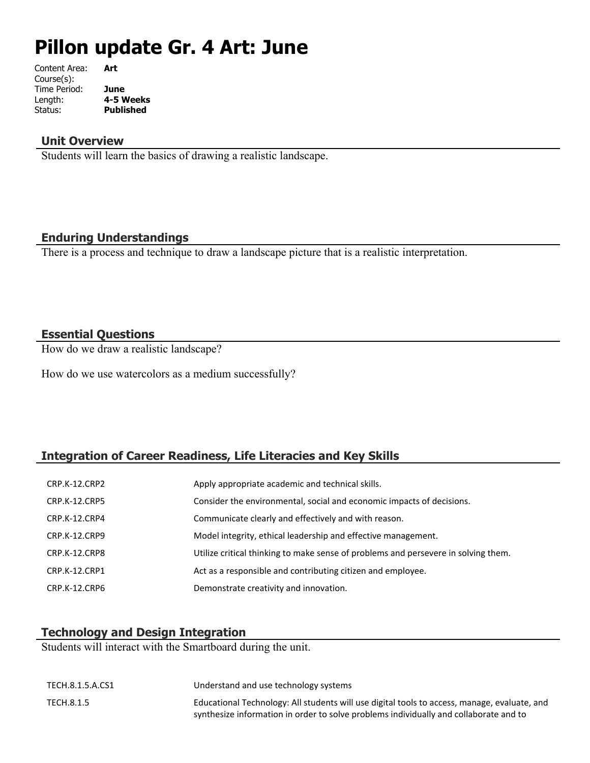# Pillon update Gr. 4 Art: June

| | |
|---|---|
| Content Area: | **Art** |
| Course(s): | |
| Time Period: | **June** |
| Length: | **4-5 Weeks** |
| Status: | **Published** |

## Unit Overview

Students will learn the basics of drawing a realistic landscape.

## Enduring Understandings

There is a process and technique to draw a landscape picture that is a realistic interpretation.

## Essential Questions

How do we draw a realistic landscape?

How do we use watercolors as a medium successfully?

## Integration of Career Readiness, Life Literacies and Key Skills

| | |
|---|---|
| CRP.K-12.CRP2 | Apply appropriate academic and technical skills. |
| CRP.K-12.CRP5 | Consider the environmental, social and economic impacts of decisions. |
| CRP.K-12.CRP4 | Communicate clearly and effectively and with reason. |
| CRP.K-12.CRP9 | Model integrity, ethical leadership and effective management. |
| CRP.K-12.CRP8 | Utilize critical thinking to make sense of problems and persevere in solving them. |
| CRP.K-12.CRP1 | Act as a responsible and contributing citizen and employee. |
| CRP.K-12.CRP6 | Demonstrate creativity and innovation. |

## Technology and Design Integration

Students will interact with the Smartboard during the unit.

| | |
|---|---|
| TECH.8.1.5.A.CS1 | Understand and use technology systems |
| TECH.8.1.5 | Educational Technology: All students will use digital tools to access, manage, evaluate, and synthesize information in order to solve problems individually and collaborate and to |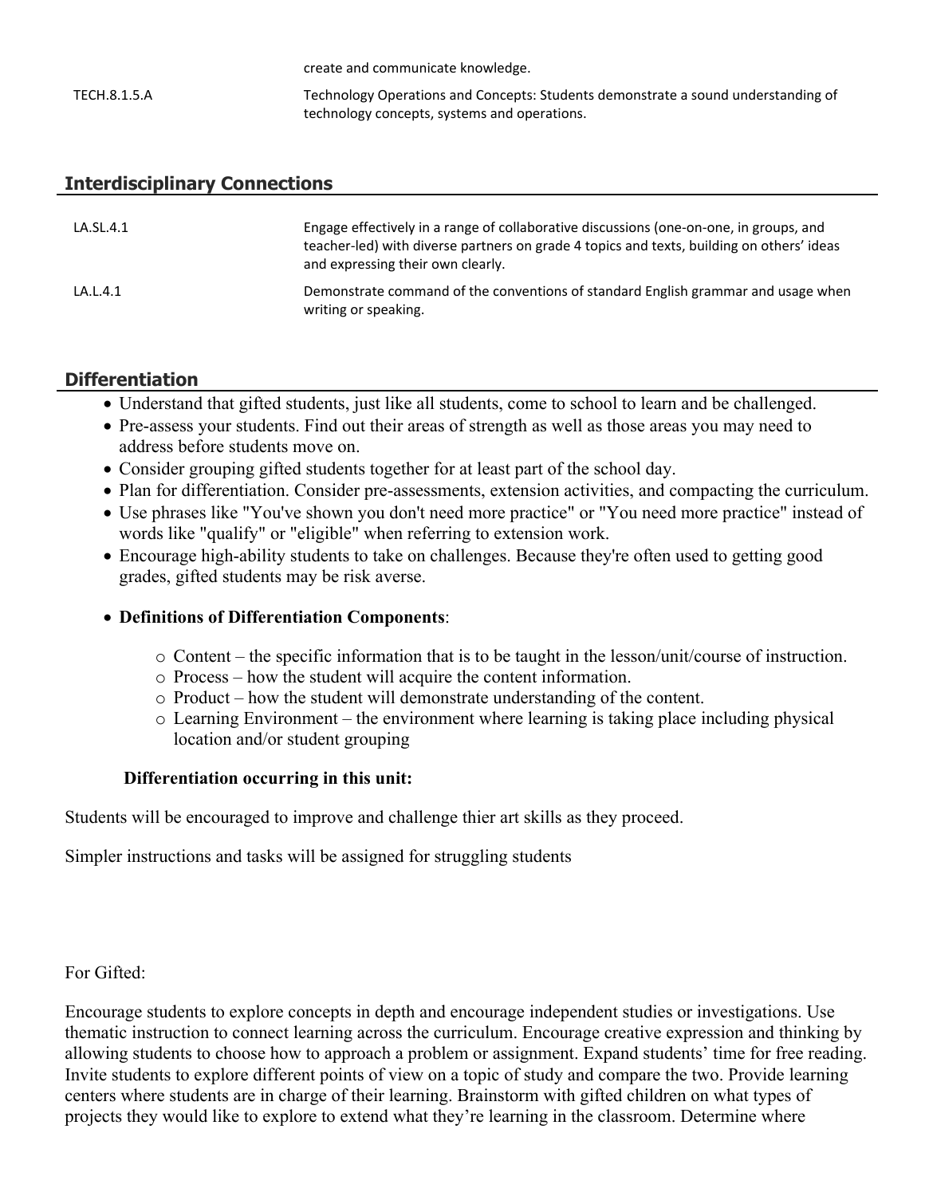| | create and communicate knowledge. |
|---|---|
| TECH.8.1.5.A | Technology Operations and Concepts: Students demonstrate a sound understanding of technology concepts, systems and operations. |

## Interdisciplinary Connections

| | |
|---|---|
| LA.SL.4.1 | Engage effectively in a range of collaborative discussions (one-on-one, in groups, and teacher-led) with diverse partners on grade 4 topics and texts, building on others' ideas and expressing their own clearly. |
| LA.L.4.1 | Demonstrate command of the conventions of standard English grammar and usage when writing or speaking. |

## Differentiation

- Understand that gifted students, just like all students, come to school to learn and be challenged.
- Pre-assess your students. Find out their areas of strength as well as those areas you may need to address before students move on.
- Consider grouping gifted students together for at least part of the school day.
- Plan for differentiation. Consider pre-assessments, extension activities, and compacting the curriculum.
- Use phrases like "You've shown you don't need more practice" or "You need more practice" instead of words like "qualify" or "eligible" when referring to extension work.
- Encourage high-ability students to take on challenges. Because they're often used to getting good grades, gifted students may be risk averse.
- **Definitions of Differentiation Components**:
  - Content – the specific information that is to be taught in the lesson/unit/course of instruction.
  - Process – how the student will acquire the content information.
  - Product – how the student will demonstrate understanding of the content.
  - Learning Environment – the environment where learning is taking place including physical location and/or student grouping

**Differentiation occurring in this unit:**

Students will be encouraged to improve and challenge thier art skills as they proceed.

Simpler instructions and tasks will be assigned for struggling students

For Gifted:

Encourage students to explore concepts in depth and encourage independent studies or investigations. Use thematic instruction to connect learning across the curriculum. Encourage creative expression and thinking by allowing students to choose how to approach a problem or assignment. Expand students' time for free reading. Invite students to explore different points of view on a topic of study and compare the two. Provide learning centers where students are in charge of their learning. Brainstorm with gifted children on what types of projects they would like to explore to extend what they're learning in the classroom. Determine where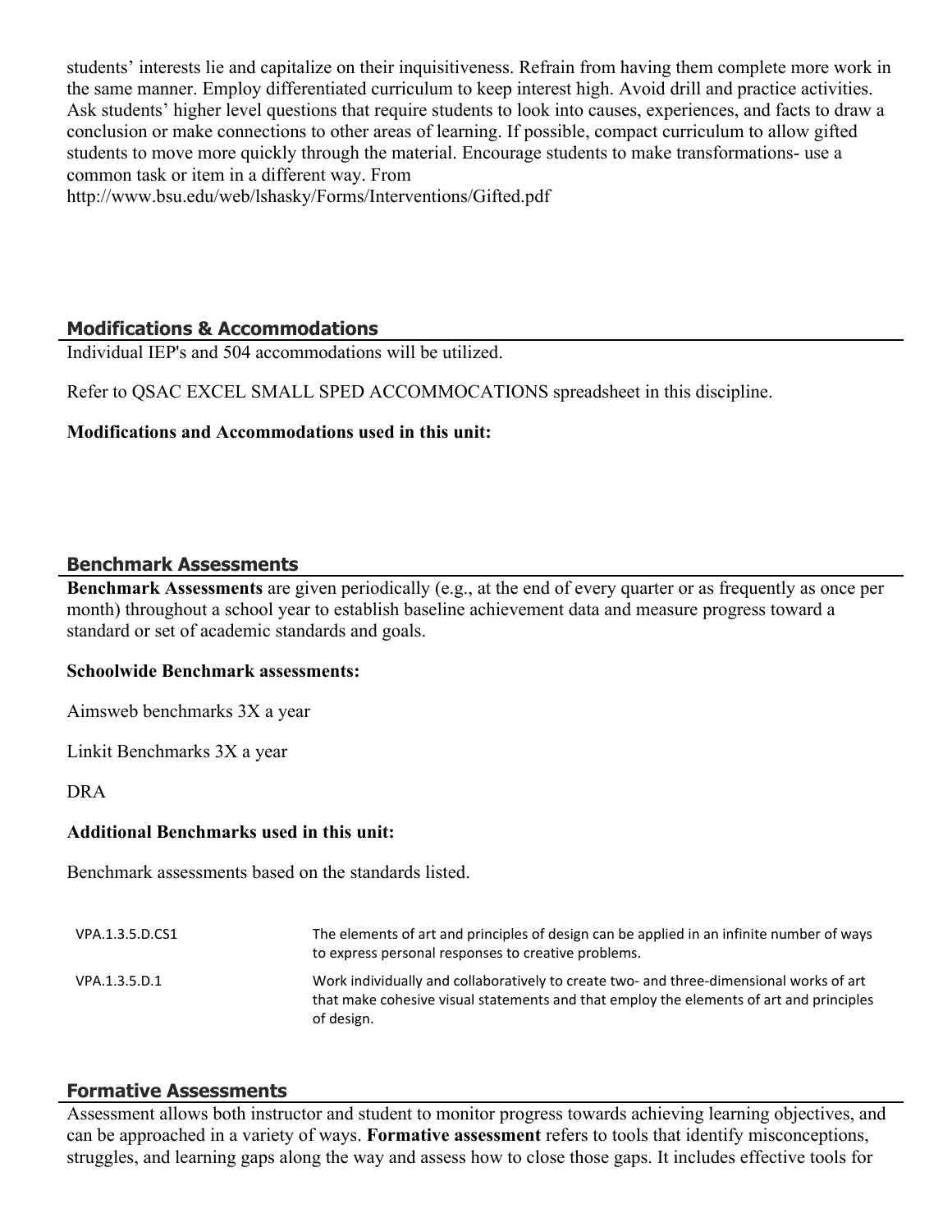students' interests lie and capitalize on their inquisitiveness. Refrain from having them complete more work in the same manner. Employ differentiated curriculum to keep interest high. Avoid drill and practice activities. Ask students' higher level questions that require students to look into causes, experiences, and facts to draw a conclusion or make connections to other areas of learning. If possible, compact curriculum to allow gifted students to move more quickly through the material. Encourage students to make transformations- use a common task or item in a different way. From http://www.bsu.edu/web/lshasky/Forms/Interventions/Gifted.pdf

## Modifications & Accommodations

Individual IEP's and 504 accommodations will be utilized.

Refer to QSAC EXCEL SMALL SPED ACCOMMOCATIONS spreadsheet in this discipline.

**Modifications and Accommodations used in this unit:**

## Benchmark Assessments

**Benchmark Assessments** are given periodically (e.g., at the end of every quarter or as frequently as once per month) throughout a school year to establish baseline achievement data and measure progress toward a standard or set of academic standards and goals.

**Schoolwide Benchmark assessments:**

Aimsweb benchmarks 3X a year

Linkit Benchmarks 3X a year

DRA

**Additional Benchmarks used in this unit:**

Benchmark assessments based on the standards listed.

| | |
|---|---|
| VPA.1.3.5.D.CS1 | The elements of art and principles of design can be applied in an infinite number of ways to express personal responses to creative problems. |
| VPA.1.3.5.D.1 | Work individually and collaboratively to create two- and three-dimensional works of art that make cohesive visual statements and that employ the elements of art and principles of design. |

## Formative Assessments

Assessment allows both instructor and student to monitor progress towards achieving learning objectives, and can be approached in a variety of ways. **Formative assessment** refers to tools that identify misconceptions, struggles, and learning gaps along the way and assess how to close those gaps. It includes effective tools for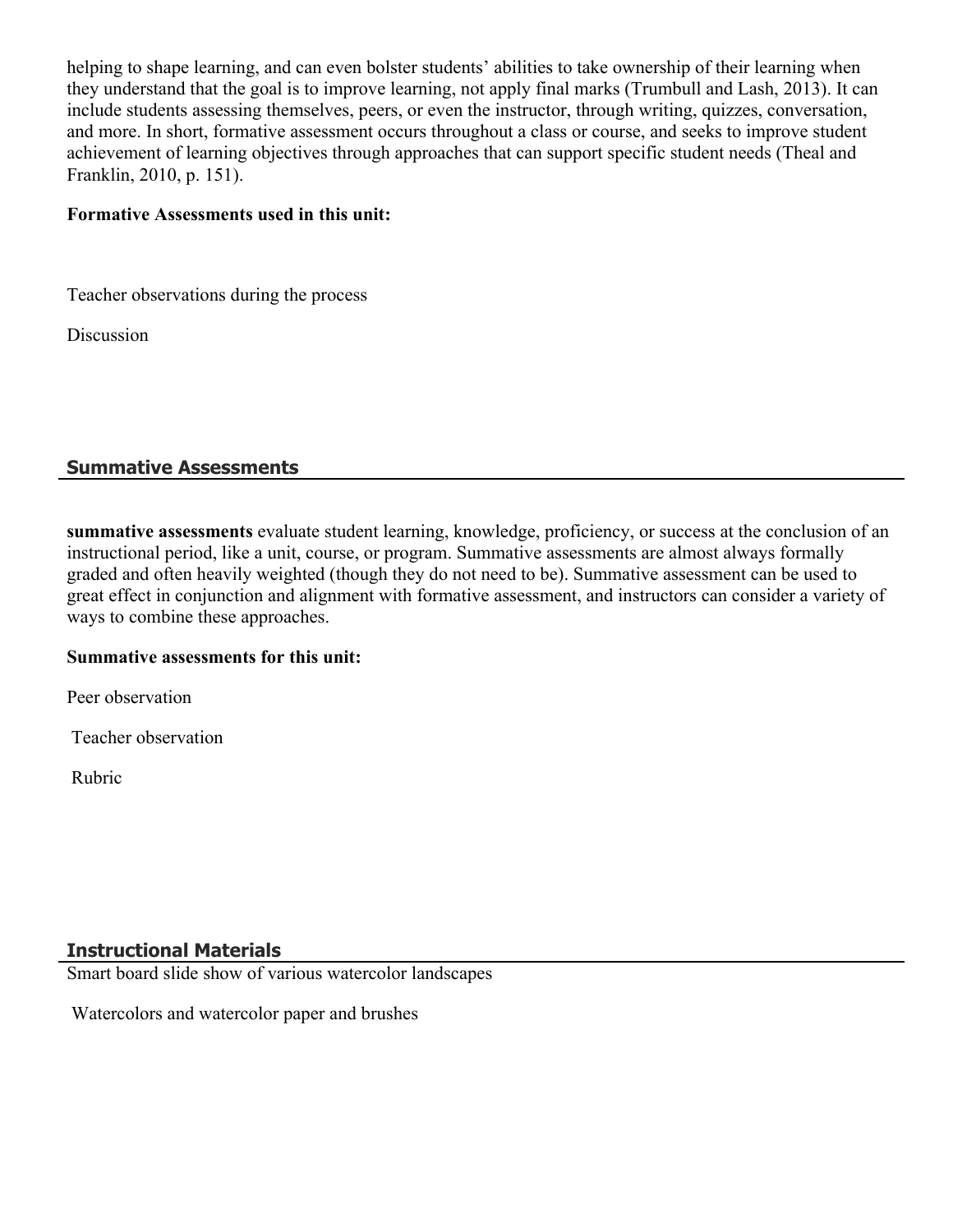helping to shape learning, and can even bolster students' abilities to take ownership of their learning when they understand that the goal is to improve learning, not apply final marks (Trumbull and Lash, 2013). It can include students assessing themselves, peers, or even the instructor, through writing, quizzes, conversation, and more. In short, formative assessment occurs throughout a class or course, and seeks to improve student achievement of learning objectives through approaches that can support specific student needs (Theal and Franklin, 2010, p. 151).

**Formative Assessments used in this unit:**

Teacher observations during the process

Discussion

## Summative Assessments

**summative assessments** evaluate student learning, knowledge, proficiency, or success at the conclusion of an instructional period, like a unit, course, or program. Summative assessments are almost always formally graded and often heavily weighted (though they do not need to be). Summative assessment can be used to great effect in conjunction and alignment with formative assessment, and instructors can consider a variety of ways to combine these approaches.

**Summative assessments for this unit:**

Peer observation

Teacher observation

Rubric

## Instructional Materials

Smart board slide show of various watercolor landscapes

Watercolors and watercolor paper and brushes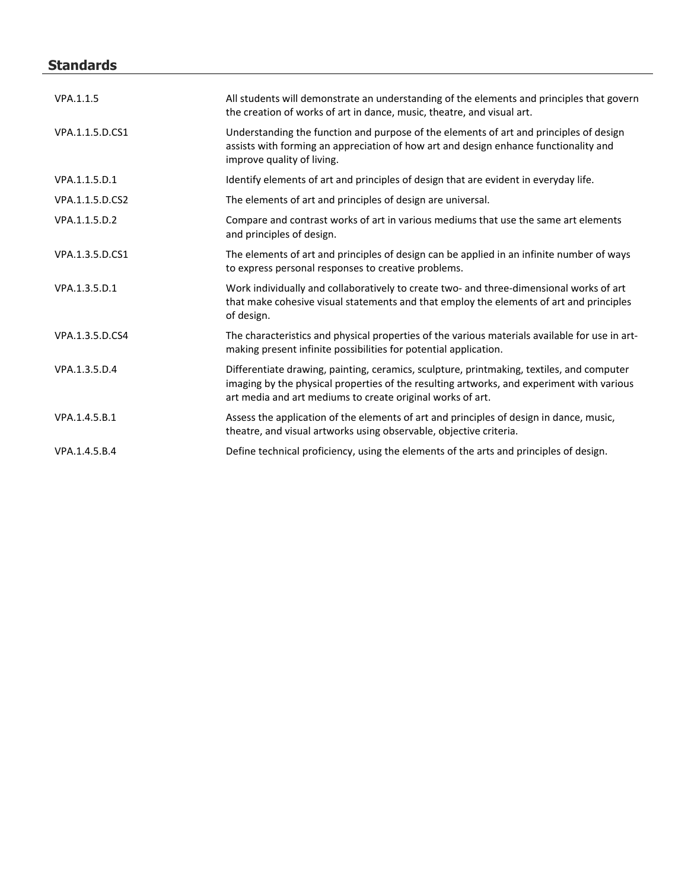## Standards

| | |
|---|---|
| VPA.1.1.5 | All students will demonstrate an understanding of the elements and principles that govern the creation of works of art in dance, music, theatre, and visual art. |
| VPA.1.1.5.D.CS1 | Understanding the function and purpose of the elements of art and principles of design assists with forming an appreciation of how art and design enhance functionality and improve quality of living. |
| VPA.1.1.5.D.1 | Identify elements of art and principles of design that are evident in everyday life. |
| VPA.1.1.5.D.CS2 | The elements of art and principles of design are universal. |
| VPA.1.1.5.D.2 | Compare and contrast works of art in various mediums that use the same art elements and principles of design. |
| VPA.1.3.5.D.CS1 | The elements of art and principles of design can be applied in an infinite number of ways to express personal responses to creative problems. |
| VPA.1.3.5.D.1 | Work individually and collaboratively to create two- and three-dimensional works of art that make cohesive visual statements and that employ the elements of art and principles of design. |
| VPA.1.3.5.D.CS4 | The characteristics and physical properties of the various materials available for use in art-making present infinite possibilities for potential application. |
| VPA.1.3.5.D.4 | Differentiate drawing, painting, ceramics, sculpture, printmaking, textiles, and computer imaging by the physical properties of the resulting artworks, and experiment with various art media and art mediums to create original works of art. |
| VPA.1.4.5.B.1 | Assess the application of the elements of art and principles of design in dance, music, theatre, and visual artworks using observable, objective criteria. |
| VPA.1.4.5.B.4 | Define technical proficiency, using the elements of the arts and principles of design. |